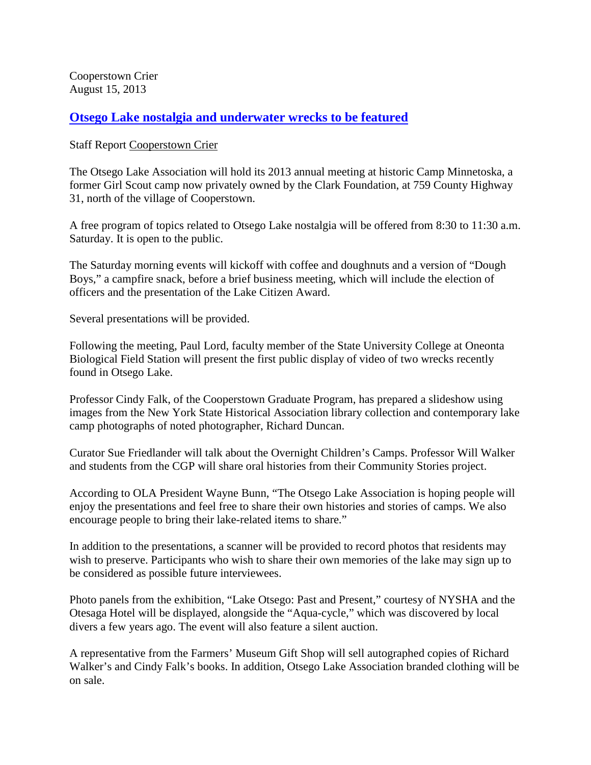Cooperstown Crier
August 15, 2013

## Otsego Lake nostalgia and underwater wrecks to be featured

Staff Report Cooperstown Crier

The Otsego Lake Association will hold its 2013 annual meeting at historic Camp Minnetoska, a former Girl Scout camp now privately owned by the Clark Foundation, at 759 County Highway 31, north of the village of Cooperstown.

A free program of topics related to Otsego Lake nostalgia will be offered from 8:30 to 11:30 a.m. Saturday. It is open to the public.

The Saturday morning events will kickoff with coffee and doughnuts and a version of "Dough Boys," a campfire snack, before a brief business meeting, which will include the election of officers and the presentation of the Lake Citizen Award.

Several presentations will be provided.

Following the meeting, Paul Lord, faculty member of the State University College at Oneonta Biological Field Station will present the first public display of video of two wrecks recently found in Otsego Lake.

Professor Cindy Falk, of the Cooperstown Graduate Program, has prepared a slideshow using images from the New York State Historical Association library collection and contemporary lake camp photographs of noted photographer, Richard Duncan.

Curator Sue Friedlander will talk about the Overnight Children's Camps. Professor Will Walker and students from the CGP will share oral histories from their Community Stories project.

According to OLA President Wayne Bunn, "The Otsego Lake Association is hoping people will enjoy the presentations and feel free to share their own histories and stories of camps. We also encourage people to bring their lake-related items to share."

In addition to the presentations, a scanner will be provided to record photos that residents may wish to preserve. Participants who wish to share their own memories of the lake may sign up to be considered as possible future interviewees.

Photo panels from the exhibition, "Lake Otsego: Past and Present," courtesy of NYSHA and the Otesaga Hotel will be displayed, alongside the "Aqua-cycle," which was discovered by local divers a few years ago. The event will also feature a silent auction.

A representative from the Farmers' Museum Gift Shop will sell autographed copies of Richard Walker's and Cindy Falk's books. In addition, Otsego Lake Association branded clothing will be on sale.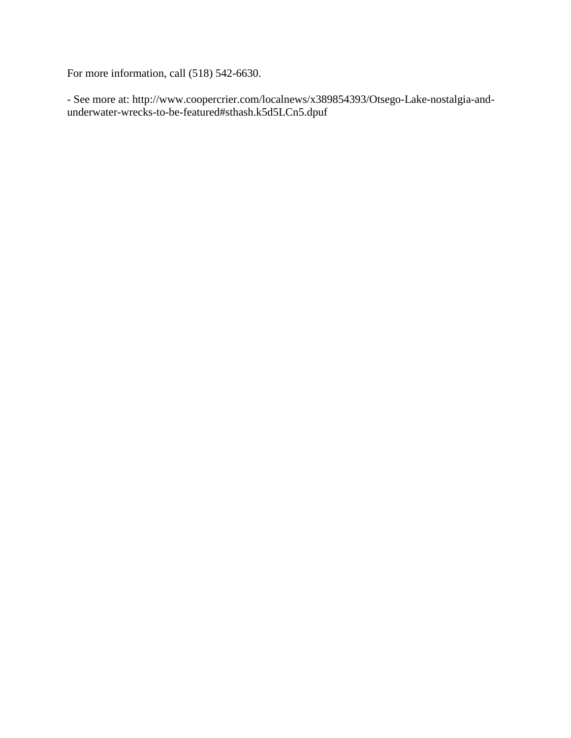For more information, call (518) 542-6630.

- See more at: http://www.coopercrier.com/localnews/x389854393/Otsego-Lake-nostalgia-and-underwater-wrecks-to-be-featured#sthash.k5d5LCn5.dpuf